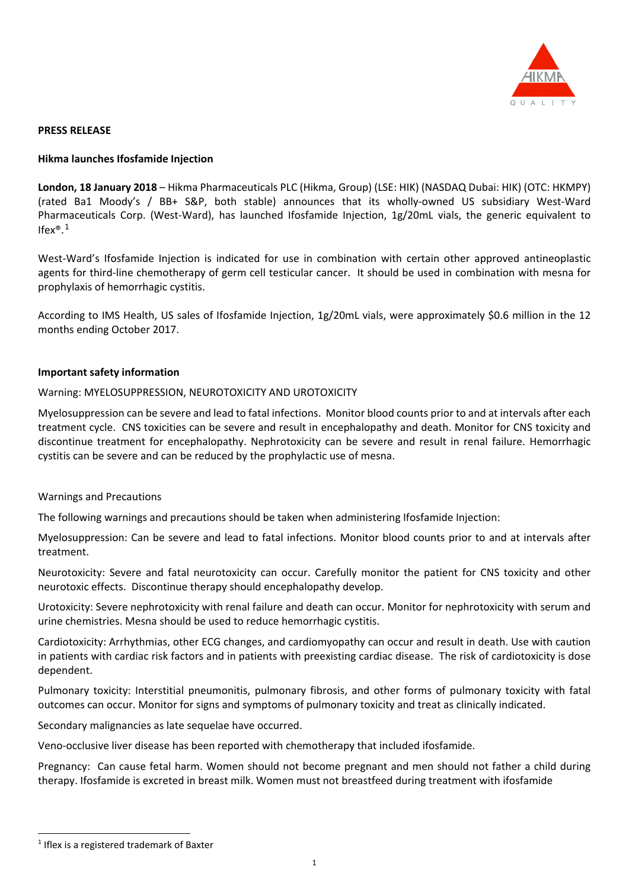**PRESS RELEASE**

**Hikma launches Ifosfamide Injection**

**London, 18 January 2018** – Hikma Pharmaceuticals PLC (Hikma, Group) (LSE: HIK) (NASDAQ Dubai: HIK) (OTC: HKMPY) (rated Ba1 Moody's / BB+ S&P, both stable) announces that its wholly-owned US subsidiary West-Ward Pharmaceuticals Corp. (West-Ward), has launched Ifosfamide Injection, 1g/20mL vials, the generic equivalent to Ifex®.[1]

West-Ward's Ifosfamide Injection is indicated for use in combination with certain other approved antineoplastic agents for third-line chemotherapy of germ cell testicular cancer. It should be used in combination with mesna for prophylaxis of hemorrhagic cystitis.

According to IMS Health, US sales of Ifosfamide Injection, 1g/20mL vials, were approximately $0.6 million in the 12 months ending October 2017.

**Important safety information**

Warning: MYELOSUPPRESSION, NEUROTOXICITY AND UROTOXICITY

Myelosuppression can be severe and lead to fatal infections. Monitor blood counts prior to and at intervals after each treatment cycle. CNS toxicities can be severe and result in encephalopathy and death. Monitor for CNS toxicity and discontinue treatment for encephalopathy. Nephrotoxicity can be severe and result in renal failure. Hemorrhagic cystitis can be severe and can be reduced by the prophylactic use of mesna.

Warnings and Precautions

The following warnings and precautions should be taken when administering Ifosfamide Injection:

Myelosuppression: Can be severe and lead to fatal infections. Monitor blood counts prior to and at intervals after treatment.

Neurotoxicity: Severe and fatal neurotoxicity can occur. Carefully monitor the patient for CNS toxicity and other neurotoxic effects. Discontinue therapy should encephalopathy develop.

Urotoxicity: Severe nephrotoxicity with renal failure and death can occur. Monitor for nephrotoxicity with serum and urine chemistries. Mesna should be used to reduce hemorrhagic cystitis.

Cardiotoxicity: Arrhythmias, other ECG changes, and cardiomyopathy can occur and result in death. Use with caution in patients with cardiac risk factors and in patients with preexisting cardiac disease. The risk of cardiotoxicity is dose dependent.

Pulmonary toxicity: Interstitial pneumonitis, pulmonary fibrosis, and other forms of pulmonary toxicity with fatal outcomes can occur. Monitor for signs and symptoms of pulmonary toxicity and treat as clinically indicated.

Secondary malignancies as late sequelae have occurred.

Veno-occlusive liver disease has been reported with chemotherapy that included ifosfamide.

Pregnancy: Can cause fetal harm. Women should not become pregnant and men should not father a child during therapy. Ifosfamide is excreted in breast milk. Women must not breastfeed during treatment with ifosfamide

[1] Iflex is a registered trademark of Baxter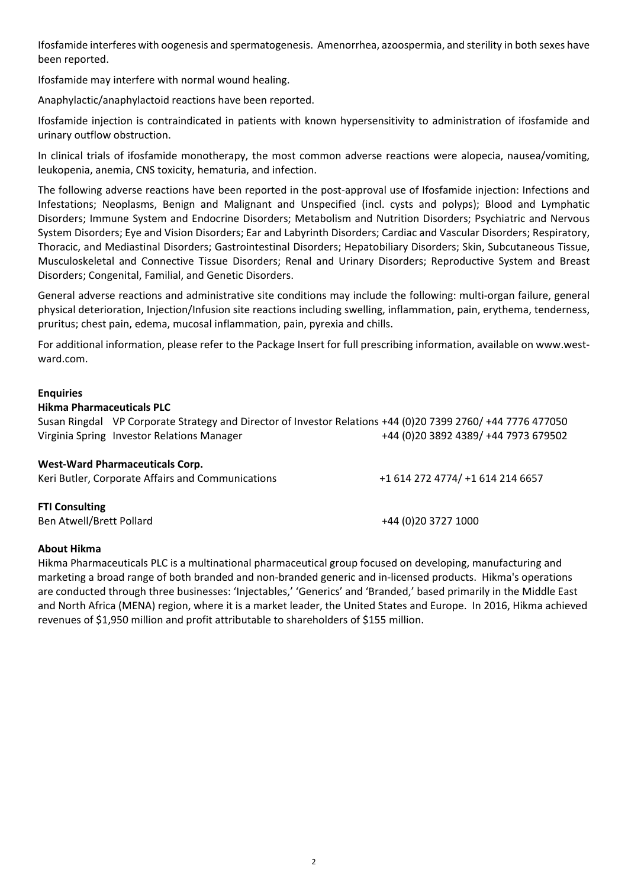Ifosfamide interferes with oogenesis and spermatogenesis. Amenorrhea, azoospermia, and sterility in both sexes have been reported.

Ifosfamide may interfere with normal wound healing.

Anaphylactic/anaphylactoid reactions have been reported.

Ifosfamide injection is contraindicated in patients with known hypersensitivity to administration of ifosfamide and urinary outflow obstruction.

In clinical trials of ifosfamide monotherapy, the most common adverse reactions were alopecia, nausea/vomiting, leukopenia, anemia, CNS toxicity, hematuria, and infection.

The following adverse reactions have been reported in the post-approval use of Ifosfamide injection: Infections and Infestations; Neoplasms, Benign and Malignant and Unspecified (incl. cysts and polyps); Blood and Lymphatic Disorders; Immune System and Endocrine Disorders; Metabolism and Nutrition Disorders; Psychiatric and Nervous System Disorders; Eye and Vision Disorders; Ear and Labyrinth Disorders; Cardiac and Vascular Disorders; Respiratory, Thoracic, and Mediastinal Disorders; Gastrointestinal Disorders; Hepatobiliary Disorders; Skin, Subcutaneous Tissue, Musculoskeletal and Connective Tissue Disorders; Renal and Urinary Disorders; Reproductive System and Breast Disorders; Congenital, Familial, and Genetic Disorders.

General adverse reactions and administrative site conditions may include the following: multi-organ failure, general physical deterioration, Injection/Infusion site reactions including swelling, inflammation, pain, erythema, tenderness, pruritus; chest pain, edema, mucosal inflammation, pain, pyrexia and chills.

For additional information, please refer to the Package Insert for full prescribing information, available on www.west-ward.com.

**Enquiries**

**Hikma Pharmaceuticals PLC**

Susan Ringdal VP Corporate Strategy and Director of Investor Relations +44 (0)20 7399 2760/ +44 7776 477050

Virginia Spring Investor Relations Manager +44 (0)20 3892 4389/ +44 7973 679502

**West-Ward Pharmaceuticals Corp.**

Keri Butler, Corporate Affairs and Communications +1 614 272 4774/ +1 614 214 6657

**FTI Consulting**

Ben Atwell/Brett Pollard +44 (0)20 3727 1000

**About Hikma**

Hikma Pharmaceuticals PLC is a multinational pharmaceutical group focused on developing, manufacturing and marketing a broad range of both branded and non-branded generic and in-licensed products. Hikma's operations are conducted through three businesses: 'Injectables,' 'Generics' and 'Branded,' based primarily in the Middle East and North Africa (MENA) region, where it is a market leader, the United States and Europe. In 2016, Hikma achieved revenues of $1,950 million and profit attributable to shareholders of $155 million.